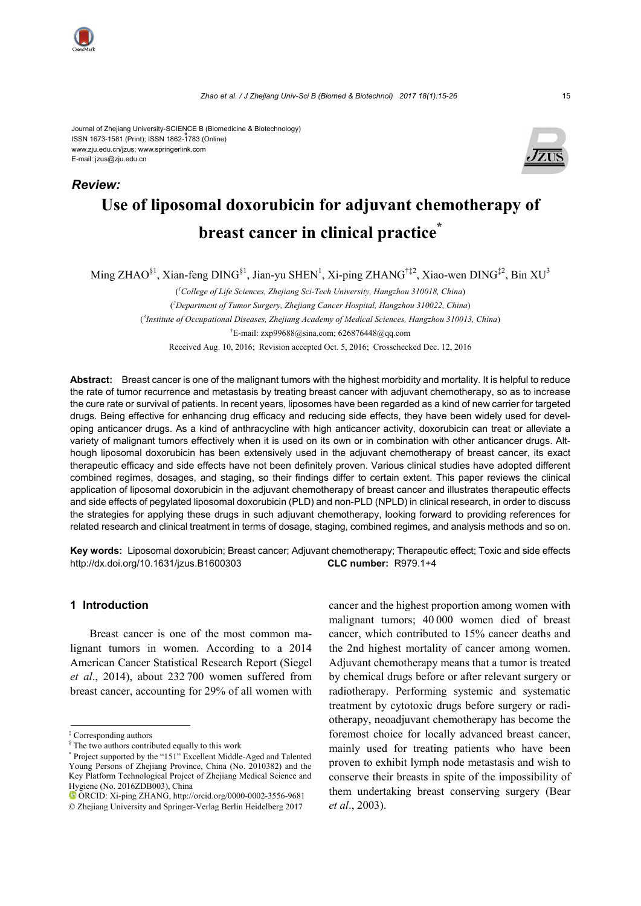Journal of Zhejiang University-SCIENCE B (Biomedicine & Biotechnology)
ISSN 1673-1581 (Print); ISSN 1862-1783 (Online)
www.zju.edu.cn/jzus; www.springerlink.com
E-mail: jzus@zju.edu.cn

***Review:***

# Use of liposomal doxorubicin for adjuvant chemotherapy of breast cancer in clinical practice*

Ming ZHAO[§1], Xian-feng DING[§1], Jian-yu SHEN[1], Xi-ping ZHANG[†‡2], Xiao-wen DING[‡2], Bin XU[3]

([1]*College of Life Sciences, Zhejiang Sci-Tech University, Hangzhou 310018, China*)

([2]*Department of Tumor Surgery, Zhejiang Cancer Hospital, Hangzhou 310022, China*)

([3]*Institute of Occupational Diseases, Zhejiang Academy of Medical Sciences, Hangzhou 310013, China*)

[†]E-mail: zxp99688@sina.com; 626876448@qq.com

Received Aug. 10, 2016; Revision accepted Oct. 5, 2016; Crosschecked Dec. 12, 2016

**Abstract:** Breast cancer is one of the malignant tumors with the highest morbidity and mortality. It is helpful to reduce the rate of tumor recurrence and metastasis by treating breast cancer with adjuvant chemotherapy, so as to increase the cure rate or survival of patients. In recent years, liposomes have been regarded as a kind of new carrier for targeted drugs. Being effective for enhancing drug efficacy and reducing side effects, they have been widely used for developing anticancer drugs. As a kind of anthracycline with high anticancer activity, doxorubicin can treat or alleviate a variety of malignant tumors effectively when it is used on its own or in combination with other anticancer drugs. Although liposomal doxorubicin has been extensively used in the adjuvant chemotherapy of breast cancer, its exact therapeutic efficacy and side effects have not been definitely proven. Various clinical studies have adopted different combined regimes, dosages, and staging, so their findings differ to certain extent. This paper reviews the clinical application of liposomal doxorubicin in the adjuvant chemotherapy of breast cancer and illustrates therapeutic effects and side effects of pegylated liposomal doxorubicin (PLD) and non-PLD (NPLD) in clinical research, in order to discuss the strategies for applying these drugs in such adjuvant chemotherapy, looking forward to providing references for related research and clinical treatment in terms of dosage, staging, combined regimes, and analysis methods and so on.

**Key words:** Liposomal doxorubicin; Breast cancer; Adjuvant chemotherapy; Therapeutic effect; Toxic and side effects
http://dx.doi.org/10.1631/jzus.B1600303 **CLC number:** R979.1+4

## 1 Introduction

Breast cancer is one of the most common malignant tumors in women. According to a 2014 American Cancer Statistical Research Report (Siegel *et al*., 2014), about 232 700 women suffered from breast cancer, accounting for 29% of all women with cancer and the highest proportion among women with malignant tumors; 40 000 women died of breast cancer, which contributed to 15% cancer deaths and the 2nd highest mortality of cancer among women. Adjuvant chemotherapy means that a tumor is treated by chemical drugs before or after relevant surgery or radiotherapy. Performing systemic and systematic treatment by cytotoxic drugs before surgery or radiotherapy, neoadjuvant chemotherapy has become the foremost choice for locally advanced breast cancer, mainly used for treating patients who have been proven to exhibit lymph node metastasis and wish to conserve their breasts in spite of the impossibility of them undertaking breast conserving surgery (Bear *et al*., 2003).

---

‡ Corresponding authors

§ The two authors contributed equally to this work

\* Project supported by the "151" Excellent Middle-Aged and Talented Young Persons of Zhejiang Province, China (No. 2010382) and the Key Platform Technological Project of Zhejiang Medical Science and Hygiene (No. 2016ZDB003), China

ORCID: Xi-ping ZHANG, http://orcid.org/0000-0002-3556-9681

© Zhejiang University and Springer-Verlag Berlin Heidelberg 2017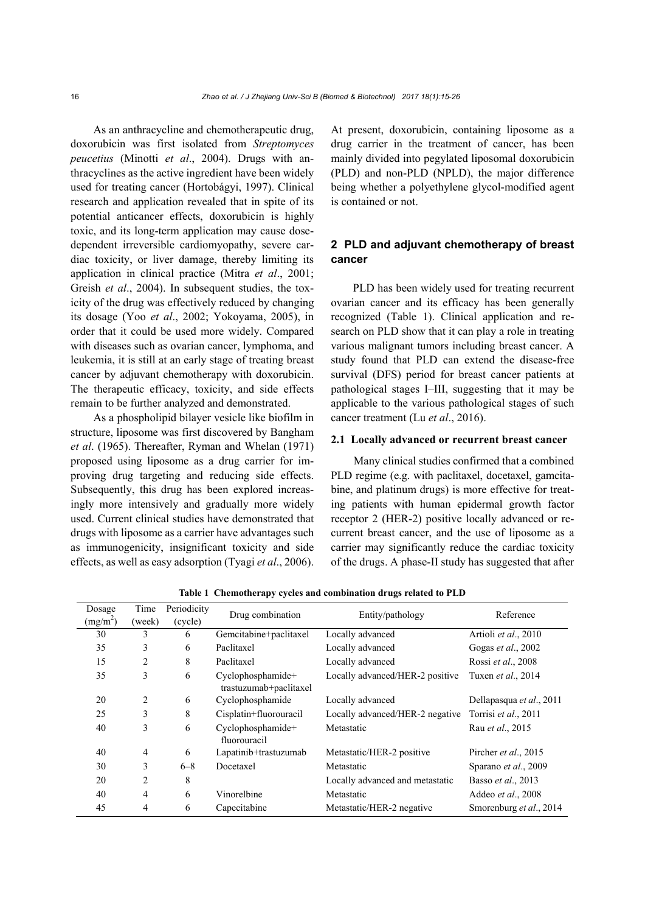As an anthracycline and chemotherapeutic drug, doxorubicin was first isolated from *Streptomyces peucetius* (Minotti *et al*., 2004). Drugs with anthracyclines as the active ingredient have been widely used for treating cancer (Hortobágyi, 1997). Clinical research and application revealed that in spite of its potential anticancer effects, doxorubicin is highly toxic, and its long-term application may cause dose-dependent irreversible cardiomyopathy, severe cardiac toxicity, or liver damage, thereby limiting its application in clinical practice (Mitra *et al*., 2001; Greish *et al*., 2004). In subsequent studies, the toxicity of the drug was effectively reduced by changing its dosage (Yoo *et al*., 2002; Yokoyama, 2005), in order that it could be used more widely. Compared with diseases such as ovarian cancer, lymphoma, and leukemia, it is still at an early stage of treating breast cancer by adjuvant chemotherapy with doxorubicin. The therapeutic efficacy, toxicity, and side effects remain to be further analyzed and demonstrated.

As a phospholipid bilayer vesicle like biofilm in structure, liposome was first discovered by Bangham *et al*. (1965). Thereafter, Ryman and Whelan (1971) proposed using liposome as a drug carrier for improving drug targeting and reducing side effects. Subsequently, this drug has been explored increasingly more intensively and gradually more widely used. Current clinical studies have demonstrated that drugs with liposome as a carrier have advantages such as immunogenicity, insignificant toxicity and side effects, as well as easy adsorption (Tyagi *et al*., 2006). At present, doxorubicin, containing liposome as a drug carrier in the treatment of cancer, has been mainly divided into pegylated liposomal doxorubicin (PLD) and non-PLD (NPLD), the major difference being whether a polyethylene glycol-modified agent is contained or not.

## 2 PLD and adjuvant chemotherapy of breast cancer

PLD has been widely used for treating recurrent ovarian cancer and its efficacy has been generally recognized (Table 1). Clinical application and research on PLD show that it can play a role in treating various malignant tumors including breast cancer. A study found that PLD can extend the disease-free survival (DFS) period for breast cancer patients at pathological stages I–III, suggesting that it may be applicable to the various pathological stages of such cancer treatment (Lu *et al*., 2016).

### 2.1 Locally advanced or recurrent breast cancer

Many clinical studies confirmed that a combined PLD regime (e.g. with paclitaxel, docetaxel, gamcitabine, and platinum drugs) is more effective for treating patients with human epidermal growth factor receptor 2 (HER-2) positive locally advanced or recurrent breast cancer, and the use of liposome as a carrier may significantly reduce the cardiac toxicity of the drugs. A phase-II study has suggested that after

**Table 1 Chemotherapy cycles and combination drugs related to PLD**

| Dosage ($mg/m^2$) | Time (week) | Periodicity (cycle) | Drug combination | Entity/pathology | Reference |
|---|---|---|---|---|---|
| 30 | 3 | 6 | Gemcitabine+paclitaxel | Locally advanced | Artioli *et al*., 2010 |
| 35 | 3 | 6 | Paclitaxel | Locally advanced | Gogas *et al*., 2002 |
| 15 | 2 | 8 | Paclitaxel | Locally advanced | Rossi *et al*., 2008 |
| 35 | 3 | 6 | Cyclophosphamide+ trastuzumab+paclitaxel | Locally advanced/HER-2 positive | Tuxen *et al*., 2014 |
| 20 | 2 | 6 | Cyclophosphamide | Locally advanced | Dellapasqua *et al*., 2011 |
| 25 | 3 | 8 | Cisplatin+fluorouracil | Locally advanced/HER-2 negative | Torrisi *et al*., 2011 |
| 40 | 3 | 6 | Cyclophosphamide+ fluorouracil | Metastatic | Rau *et al*., 2015 |
| 40 | 4 | 6 | Lapatinib+trastuzumab | Metastatic/HER-2 positive | Pircher *et al*., 2015 |
| 30 | 3 | 6–8 | Docetaxel | Metastatic | Sparano *et al*., 2009 |
| 20 | 2 | 8 | | Locally advanced and metastatic | Basso *et al*., 2013 |
| 40 | 4 | 6 | Vinorelbine | Metastatic | Addeo *et al*., 2008 |
| 45 | 4 | 6 | Capecitabine | Metastatic/HER-2 negative | Smorenburg *et al*., 2014 |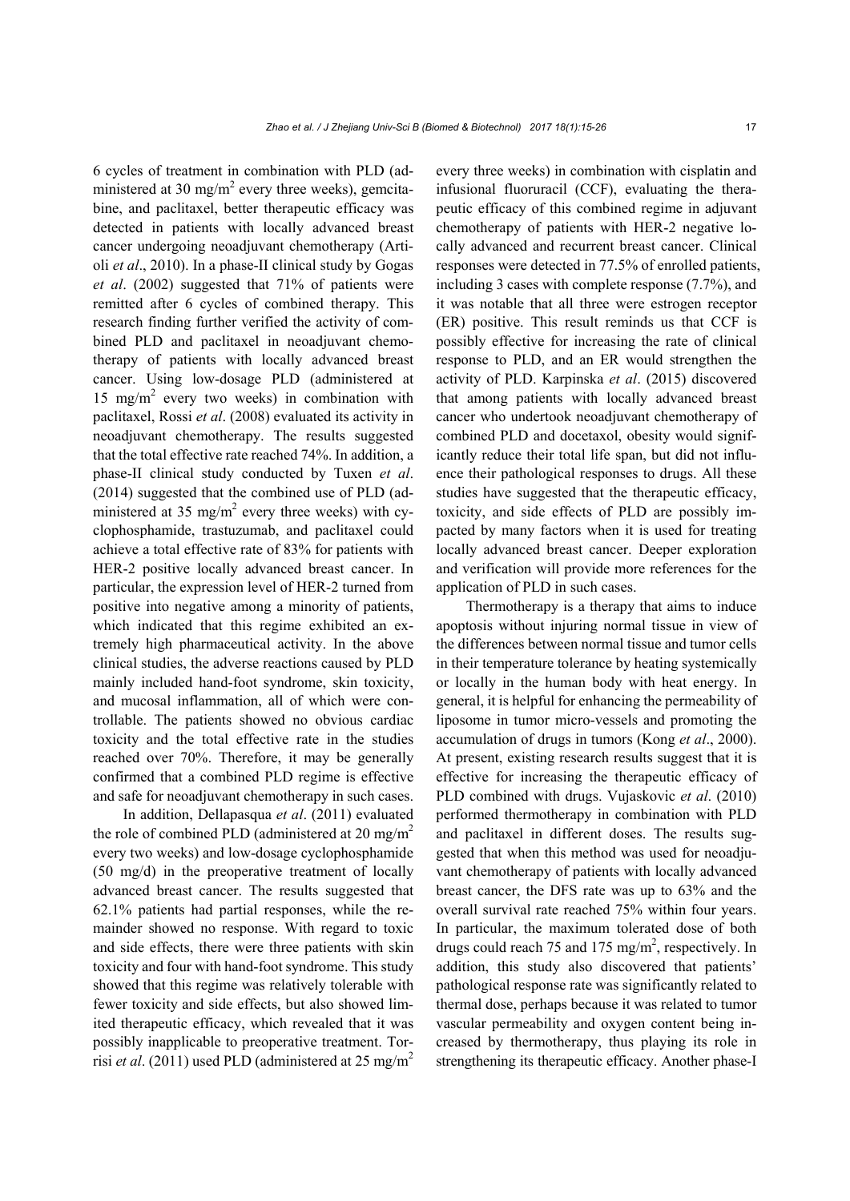6 cycles of treatment in combination with PLD (administered at 30 mg/m$^2$ every three weeks), gemcitabine, and paclitaxel, better therapeutic efficacy was detected in patients with locally advanced breast cancer undergoing neoadjuvant chemotherapy (Artioli *et al*., 2010). In a phase-II clinical study by Gogas *et al*. (2002) suggested that 71% of patients were remitted after 6 cycles of combined therapy. This research finding further verified the activity of combined PLD and paclitaxel in neoadjuvant chemotherapy of patients with locally advanced breast cancer. Using low-dosage PLD (administered at 15 mg/m$^2$ every two weeks) in combination with paclitaxel, Rossi *et al*. (2008) evaluated its activity in neoadjuvant chemotherapy. The results suggested that the total effective rate reached 74%. In addition, a phase-II clinical study conducted by Tuxen *et al*. (2014) suggested that the combined use of PLD (administered at 35 mg/m$^2$ every three weeks) with cyclophosphamide, trastuzumab, and paclitaxel could achieve a total effective rate of 83% for patients with HER-2 positive locally advanced breast cancer. In particular, the expression level of HER-2 turned from positive into negative among a minority of patients, which indicated that this regime exhibited an extremely high pharmaceutical activity. In the above clinical studies, the adverse reactions caused by PLD mainly included hand-foot syndrome, skin toxicity, and mucosal inflammation, all of which were controllable. The patients showed no obvious cardiac toxicity and the total effective rate in the studies reached over 70%. Therefore, it may be generally confirmed that a combined PLD regime is effective and safe for neoadjuvant chemotherapy in such cases.

In addition, Dellapasqua *et al*. (2011) evaluated the role of combined PLD (administered at 20 mg/m$^2$ every two weeks) and low-dosage cyclophosphamide (50 mg/d) in the preoperative treatment of locally advanced breast cancer. The results suggested that 62.1% patients had partial responses, while the remainder showed no response. With regard to toxic and side effects, there were three patients with skin toxicity and four with hand-foot syndrome. This study showed that this regime was relatively tolerable with fewer toxicity and side effects, but also showed limited therapeutic efficacy, which revealed that it was possibly inapplicable to preoperative treatment. Torrisi *et al*. (2011) used PLD (administered at 25 mg/m$^2$ every three weeks) in combination with cisplatin and infusional fluoruracil (CCF), evaluating the therapeutic efficacy of this combined regime in adjuvant chemotherapy of patients with HER-2 negative locally advanced and recurrent breast cancer. Clinical responses were detected in 77.5% of enrolled patients, including 3 cases with complete response (7.7%), and it was notable that all three were estrogen receptor (ER) positive. This result reminds us that CCF is possibly effective for increasing the rate of clinical response to PLD, and an ER would strengthen the activity of PLD. Karpinska *et al*. (2015) discovered that among patients with locally advanced breast cancer who undertook neoadjuvant chemotherapy of combined PLD and docetaxol, obesity would significantly reduce their total life span, but did not influence their pathological responses to drugs. All these studies have suggested that the therapeutic efficacy, toxicity, and side effects of PLD are possibly impacted by many factors when it is used for treating locally advanced breast cancer. Deeper exploration and verification will provide more references for the application of PLD in such cases.

Thermotherapy is a therapy that aims to induce apoptosis without injuring normal tissue in view of the differences between normal tissue and tumor cells in their temperature tolerance by heating systemically or locally in the human body with heat energy. In general, it is helpful for enhancing the permeability of liposome in tumor micro-vessels and promoting the accumulation of drugs in tumors (Kong *et al*., 2000). At present, existing research results suggest that it is effective for increasing the therapeutic efficacy of PLD combined with drugs. Vujaskovic *et al*. (2010) performed thermotherapy in combination with PLD and paclitaxel in different doses. The results suggested that when this method was used for neoadjuvant chemotherapy of patients with locally advanced breast cancer, the DFS rate was up to 63% and the overall survival rate reached 75% within four years. In particular, the maximum tolerated dose of both drugs could reach 75 and 175 mg/m$^2$, respectively. In addition, this study also discovered that patients' pathological response rate was significantly related to thermal dose, perhaps because it was related to tumor vascular permeability and oxygen content being increased by thermotherapy, thus playing its role in strengthening its therapeutic efficacy. Another phase-I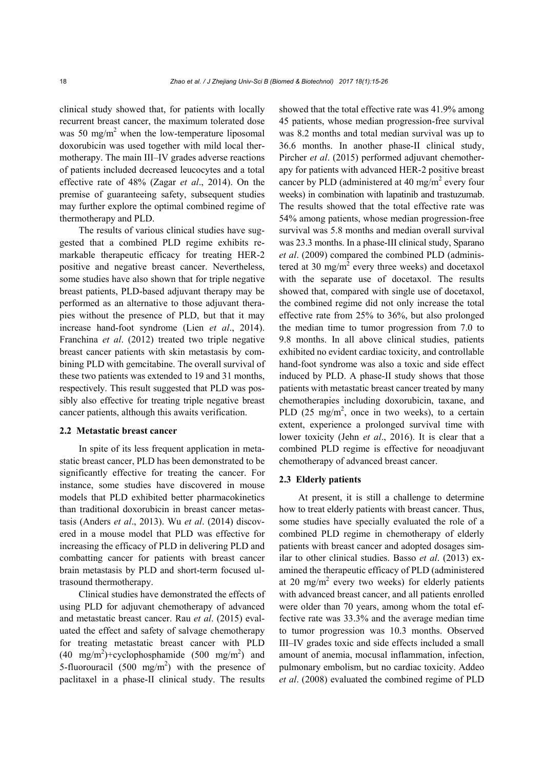clinical study showed that, for patients with locally recurrent breast cancer, the maximum tolerated dose was 50 $mg/m^2$ when the low-temperature liposomal doxorubicin was used together with mild local thermotherapy. The main III–IV grades adverse reactions of patients included decreased leucocytes and a total effective rate of 48% (Zagar *et al*., 2014). On the premise of guaranteeing safety, subsequent studies may further explore the optimal combined regime of thermotherapy and PLD.

The results of various clinical studies have suggested that a combined PLD regime exhibits remarkable therapeutic efficacy for treating HER-2 positive and negative breast cancer. Nevertheless, some studies have also shown that for triple negative breast patients, PLD-based adjuvant therapy may be performed as an alternative to those adjuvant therapies without the presence of PLD, but that it may increase hand-foot syndrome (Lien *et al*., 2014). Franchina *et al*. (2012) treated two triple negative breast cancer patients with skin metastasis by combining PLD with gemcitabine. The overall survival of these two patients was extended to 19 and 31 months, respectively. This result suggested that PLD was possibly also effective for treating triple negative breast cancer patients, although this awaits verification.

### 2.2 Metastatic breast cancer

In spite of its less frequent application in metastatic breast cancer, PLD has been demonstrated to be significantly effective for treating the cancer. For instance, some studies have discovered in mouse models that PLD exhibited better pharmacokinetics than traditional doxorubicin in breast cancer metastasis (Anders *et al*., 2013). Wu *et al*. (2014) discovered in a mouse model that PLD was effective for increasing the efficacy of PLD in delivering PLD and combatting cancer for patients with breast cancer brain metastasis by PLD and short-term focused ultrasound thermotherapy.

Clinical studies have demonstrated the effects of using PLD for adjuvant chemotherapy of advanced and metastatic breast cancer. Rau *et al*. (2015) evaluated the effect and safety of salvage chemotherapy for treating metastatic breast cancer with PLD (40 $mg/m^2$)+cyclophosphamide (500 $mg/m^2$) and 5-fluorouracil (500 $mg/m^2$) with the presence of paclitaxel in a phase-II clinical study. The results showed that the total effective rate was 41.9% among 45 patients, whose median progression-free survival was 8.2 months and total median survival was up to 36.6 months. In another phase-II clinical study, Pircher *et al*. (2015) performed adjuvant chemotherapy for patients with advanced HER-2 positive breast cancer by PLD (administered at 40 $mg/m^2$ every four weeks) in combination with lapatinib and trastuzumab. The results showed that the total effective rate was 54% among patients, whose median progression-free survival was 5.8 months and median overall survival was 23.3 months. In a phase-III clinical study, Sparano *et al*. (2009) compared the combined PLD (administered at 30 $mg/m^2$ every three weeks) and docetaxol with the separate use of docetaxol. The results showed that, compared with single use of docetaxol, the combined regime did not only increase the total effective rate from 25% to 36%, but also prolonged the median time to tumor progression from 7.0 to 9.8 months. In all above clinical studies, patients exhibited no evident cardiac toxicity, and controllable hand-foot syndrome was also a toxic and side effect induced by PLD. A phase-II study shows that those patients with metastatic breast cancer treated by many chemotherapies including doxorubicin, taxane, and PLD (25 $mg/m^2$, once in two weeks), to a certain extent, experience a prolonged survival time with lower toxicity (Jehn *et al*., 2016). It is clear that a combined PLD regime is effective for neoadjuvant chemotherapy of advanced breast cancer.

### 2.3 Elderly patients

At present, it is still a challenge to determine how to treat elderly patients with breast cancer. Thus, some studies have specially evaluated the role of a combined PLD regime in chemotherapy of elderly patients with breast cancer and adopted dosages similar to other clinical studies. Basso *et al*. (2013) examined the therapeutic efficacy of PLD (administered at 20 $mg/m^2$ every two weeks) for elderly patients with advanced breast cancer, and all patients enrolled were older than 70 years, among whom the total effective rate was 33.3% and the average median time to tumor progression was 10.3 months. Observed III–IV grades toxic and side effects included a small amount of anemia, mocusal inflammation, infection, pulmonary embolism, but no cardiac toxicity. Addeo *et al*. (2008) evaluated the combined regime of PLD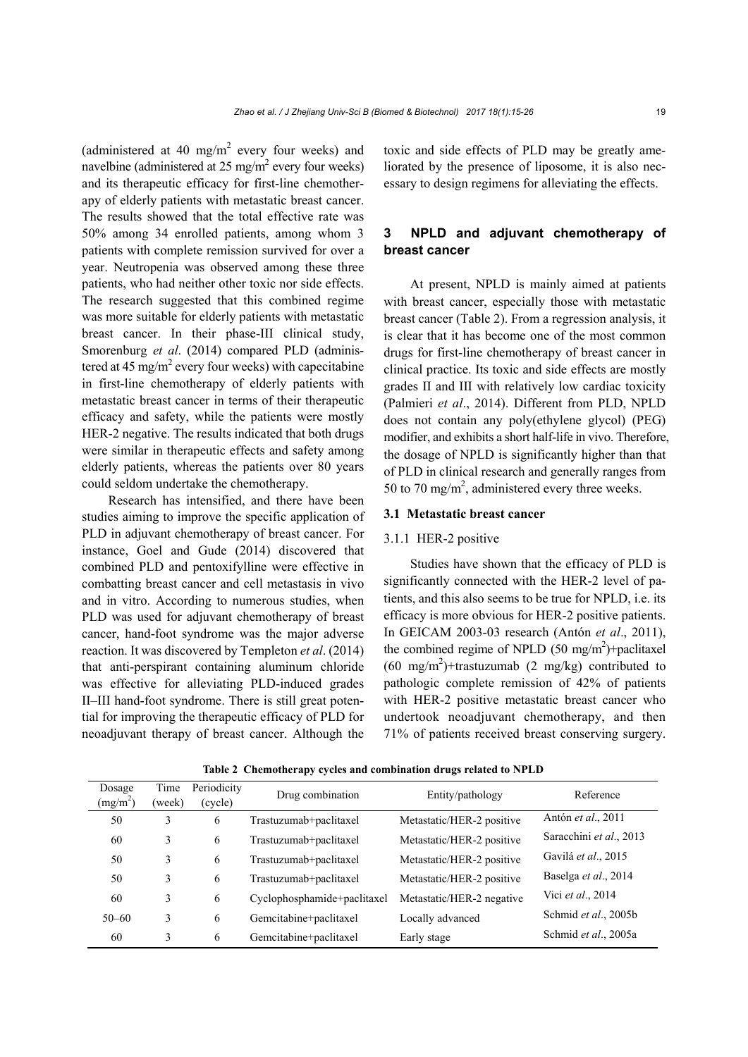(administered at 40 $mg/m^2$ every four weeks) and navelbine (administered at 25 $mg/m^2$ every four weeks) and its therapeutic efficacy for first-line chemotherapy of elderly patients with metastatic breast cancer. The results showed that the total effective rate was 50% among 34 enrolled patients, among whom 3 patients with complete remission survived for over a year. Neutropenia was observed among these three patients, who had neither other toxic nor side effects. The research suggested that this combined regime was more suitable for elderly patients with metastatic breast cancer. In their phase-III clinical study, Smorenburg *et al*. (2014) compared PLD (administered at 45 $mg/m^2$ every four weeks) with capecitabine in first-line chemotherapy of elderly patients with metastatic breast cancer in terms of their therapeutic efficacy and safety, while the patients were mostly HER-2 negative. The results indicated that both drugs were similar in therapeutic effects and safety among elderly patients, whereas the patients over 80 years could seldom undertake the chemotherapy.

Research has intensified, and there have been studies aiming to improve the specific application of PLD in adjuvant chemotherapy of breast cancer. For instance, Goel and Gude (2014) discovered that combined PLD and pentoxifylline were effective in combatting breast cancer and cell metastasis in vivo and in vitro. According to numerous studies, when PLD was used for adjuvant chemotherapy of breast cancer, hand-foot syndrome was the major adverse reaction. It was discovered by Templeton *et al*. (2014) that anti-perspirant containing aluminum chloride was effective for alleviating PLD-induced grades II–III hand-foot syndrome. There is still great potential for improving the therapeutic efficacy of PLD for neoadjuvant therapy of breast cancer. Although the toxic and side effects of PLD may be greatly ameliorated by the presence of liposome, it is also necessary to design regimens for alleviating the effects.

## 3 NPLD and adjuvant chemotherapy of breast cancer

At present, NPLD is mainly aimed at patients with breast cancer, especially those with metastatic breast cancer (Table 2). From a regression analysis, it is clear that it has become one of the most common drugs for first-line chemotherapy of breast cancer in clinical practice. Its toxic and side effects are mostly grades II and III with relatively low cardiac toxicity (Palmieri *et al*., 2014). Different from PLD, NPLD does not contain any poly(ethylene glycol) (PEG) modifier, and exhibits a short half-life in vivo. Therefore, the dosage of NPLD is significantly higher than that of PLD in clinical research and generally ranges from 50 to 70 $mg/m^2$, administered every three weeks.

### 3.1 Metastatic breast cancer

#### 3.1.1 HER-2 positive

Studies have shown that the efficacy of PLD is significantly connected with the HER-2 level of patients, and this also seems to be true for NPLD, i.e. its efficacy is more obvious for HER-2 positive patients. In GEICAM 2003-03 research (Antón *et al*., 2011), the combined regime of NPLD (50 $mg/m^2$)+paclitaxel (60 $mg/m^2$)+trastuzumab (2 mg/kg) contributed to pathologic complete remission of 42% of patients with HER-2 positive metastatic breast cancer who undertook neoadjuvant chemotherapy, and then 71% of patients received breast conserving surgery.

**Table 2 Chemotherapy cycles and combination drugs related to NPLD**

| Dosage ($mg/m^2$) | Time (week) | Periodicity (cycle) | Drug combination | Entity/pathology | Reference |
|---|---|---|---|---|---|
| 50 | 3 | 6 | Trastuzumab+paclitaxel | Metastatic/HER-2 positive | Antón *et al*., 2011 |
| 60 | 3 | 6 | Trastuzumab+paclitaxel | Metastatic/HER-2 positive | Saracchini *et al*., 2013 |
| 50 | 3 | 6 | Trastuzumab+paclitaxel | Metastatic/HER-2 positive | Gavilá *et al*., 2015 |
| 50 | 3 | 6 | Trastuzumab+paclitaxel | Metastatic/HER-2 positive | Baselga *et al*., 2014 |
| 60 | 3 | 6 | Cyclophosphamide+paclitaxel | Metastatic/HER-2 negative | Vici *et al*., 2014 |
| 50–60 | 3 | 6 | Gemcitabine+paclitaxel | Locally advanced | Schmid *et al*., 2005b |
| 60 | 3 | 6 | Gemcitabine+paclitaxel | Early stage | Schmid *et al*., 2005a |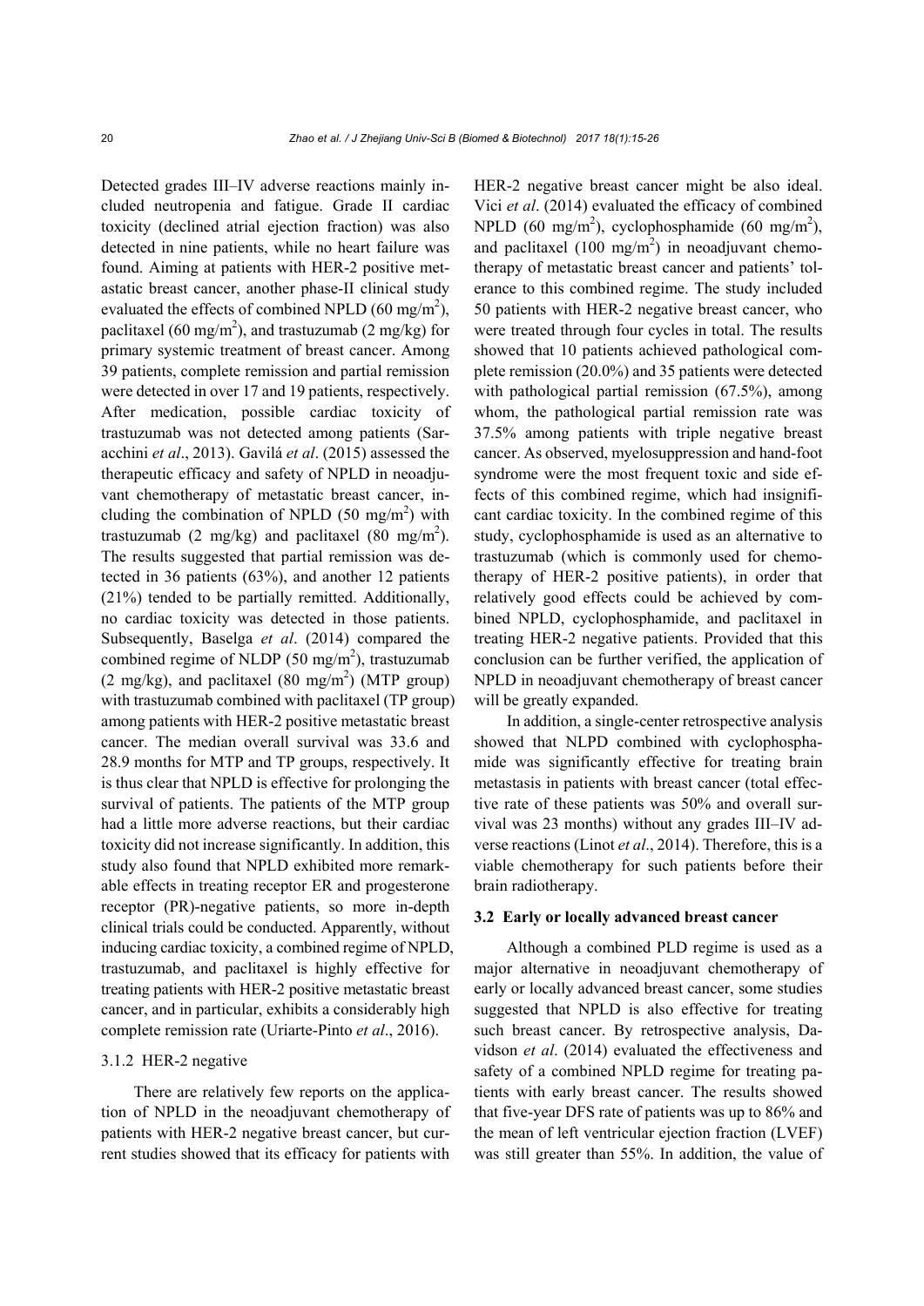Detected grades III–IV adverse reactions mainly included neutropenia and fatigue. Grade II cardiac toxicity (declined atrial ejection fraction) was also detected in nine patients, while no heart failure was found. Aiming at patients with HER-2 positive metastatic breast cancer, another phase-II clinical study evaluated the effects of combined NPLD (60 mg/m$^2$), paclitaxel (60 mg/m$^2$), and trastuzumab (2 mg/kg) for primary systemic treatment of breast cancer. Among 39 patients, complete remission and partial remission were detected in over 17 and 19 patients, respectively. After medication, possible cardiac toxicity of trastuzumab was not detected among patients (Saracchini *et al*., 2013). Gavilá *et al*. (2015) assessed the therapeutic efficacy and safety of NPLD in neoadjuvant chemotherapy of metastatic breast cancer, including the combination of NPLD (50 mg/m$^2$) with trastuzumab (2 mg/kg) and paclitaxel (80 mg/m$^2$). The results suggested that partial remission was detected in 36 patients (63%), and another 12 patients (21%) tended to be partially remitted. Additionally, no cardiac toxicity was detected in those patients. Subsequently, Baselga *et al*. (2014) compared the combined regime of NLDP (50 mg/m$^2$), trastuzumab (2 mg/kg), and paclitaxel (80 mg/m$^2$) (MTP group) with trastuzumab combined with paclitaxel (TP group) among patients with HER-2 positive metastatic breast cancer. The median overall survival was 33.6 and 28.9 months for MTP and TP groups, respectively. It is thus clear that NPLD is effective for prolonging the survival of patients. The patients of the MTP group had a little more adverse reactions, but their cardiac toxicity did not increase significantly. In addition, this study also found that NPLD exhibited more remarkable effects in treating receptor ER and progesterone receptor (PR)-negative patients, so more in-depth clinical trials could be conducted. Apparently, without inducing cardiac toxicity, a combined regime of NPLD, trastuzumab, and paclitaxel is highly effective for treating patients with HER-2 positive metastatic breast cancer, and in particular, exhibits a considerably high complete remission rate (Uriarte-Pinto *et al*., 2016).

#### 3.1.2 HER-2 negative

There are relatively few reports on the application of NPLD in the neoadjuvant chemotherapy of patients with HER-2 negative breast cancer, but current studies showed that its efficacy for patients with HER-2 negative breast cancer might be also ideal. Vici *et al*. (2014) evaluated the efficacy of combined NPLD (60 mg/m$^2$), cyclophosphamide (60 mg/m$^2$), and paclitaxel (100 mg/m$^2$) in neoadjuvant chemotherapy of metastatic breast cancer and patients' tolerance to this combined regime. The study included 50 patients with HER-2 negative breast cancer, who were treated through four cycles in total. The results showed that 10 patients achieved pathological complete remission (20.0%) and 35 patients were detected with pathological partial remission (67.5%), among whom, the pathological partial remission rate was 37.5% among patients with triple negative breast cancer. As observed, myelosuppression and hand-foot syndrome were the most frequent toxic and side effects of this combined regime, which had insignificant cardiac toxicity. In the combined regime of this study, cyclophosphamide is used as an alternative to trastuzumab (which is commonly used for chemotherapy of HER-2 positive patients), in order that relatively good effects could be achieved by combined NPLD, cyclophosphamide, and paclitaxel in treating HER-2 negative patients. Provided that this conclusion can be further verified, the application of NPLD in neoadjuvant chemotherapy of breast cancer will be greatly expanded.

In addition, a single-center retrospective analysis showed that NLPD combined with cyclophosphamide was significantly effective for treating brain metastasis in patients with breast cancer (total effective rate of these patients was 50% and overall survival was 23 months) without any grades III–IV adverse reactions (Linot *et al*., 2014). Therefore, this is a viable chemotherapy for such patients before their brain radiotherapy.

### 3.2 Early or locally advanced breast cancer

Although a combined PLD regime is used as a major alternative in neoadjuvant chemotherapy of early or locally advanced breast cancer, some studies suggested that NPLD is also effective for treating such breast cancer. By retrospective analysis, Davidson *et al*. (2014) evaluated the effectiveness and safety of a combined NPLD regime for treating patients with early breast cancer. The results showed that five-year DFS rate of patients was up to 86% and the mean of left ventricular ejection fraction (LVEF) was still greater than 55%. In addition, the value of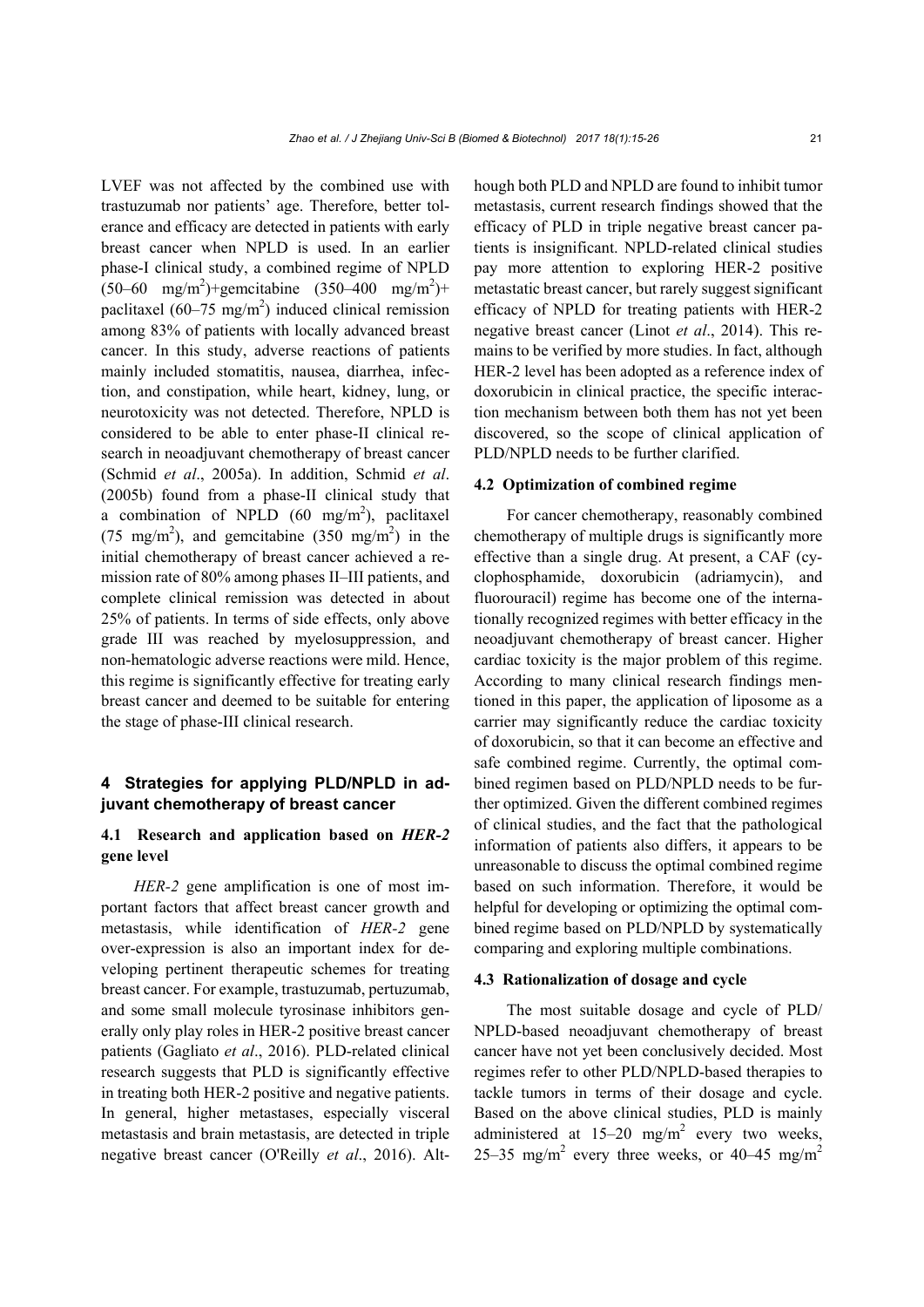LVEF was not affected by the combined use with trastuzumab nor patients' age. Therefore, better tolerance and efficacy are detected in patients with early breast cancer when NPLD is used. In an earlier phase-I clinical study, a combined regime of NPLD (50–60 mg/m$^2$)+gemcitabine (350–400 mg/m$^2$)+ paclitaxel (60–75 mg/m$^2$) induced clinical remission among 83% of patients with locally advanced breast cancer. In this study, adverse reactions of patients mainly included stomatitis, nausea, diarrhea, infection, and constipation, while heart, kidney, lung, or neurotoxicity was not detected. Therefore, NPLD is considered to be able to enter phase-II clinical research in neoadjuvant chemotherapy of breast cancer (Schmid *et al*., 2005a). In addition, Schmid *et al*. (2005b) found from a phase-II clinical study that a combination of NPLD (60 mg/m$^2$), paclitaxel (75 mg/m$^2$), and gemcitabine (350 mg/m$^2$) in the initial chemotherapy of breast cancer achieved a remission rate of 80% among phases II–III patients, and complete clinical remission was detected in about 25% of patients. In terms of side effects, only above grade III was reached by myelosuppression, and non-hematologic adverse reactions were mild. Hence, this regime is significantly effective for treating early breast cancer and deemed to be suitable for entering the stage of phase-III clinical research.

## 4 Strategies for applying PLD/NPLD in adjuvant chemotherapy of breast cancer

### 4.1 Research and application based on *HER-2* gene level

*HER-2* gene amplification is one of most important factors that affect breast cancer growth and metastasis, while identification of *HER-2* gene over-expression is also an important index for developing pertinent therapeutic schemes for treating breast cancer. For example, trastuzumab, pertuzumab, and some small molecule tyrosinase inhibitors generally only play roles in HER-2 positive breast cancer patients (Gagliato *et al*., 2016). PLD-related clinical research suggests that PLD is significantly effective in treating both HER-2 positive and negative patients. In general, higher metastases, especially visceral metastasis and brain metastasis, are detected in triple negative breast cancer (O'Reilly *et al*., 2016). Although both PLD and NPLD are found to inhibit tumor metastasis, current research findings showed that the efficacy of PLD in triple negative breast cancer patients is insignificant. NPLD-related clinical studies pay more attention to exploring HER-2 positive metastatic breast cancer, but rarely suggest significant efficacy of NPLD for treating patients with HER-2 negative breast cancer (Linot *et al*., 2014). This remains to be verified by more studies. In fact, although HER-2 level has been adopted as a reference index of doxorubicin in clinical practice, the specific interaction mechanism between both them has not yet been discovered, so the scope of clinical application of PLD/NPLD needs to be further clarified.

### 4.2 Optimization of combined regime

For cancer chemotherapy, reasonably combined chemotherapy of multiple drugs is significantly more effective than a single drug. At present, a CAF (cyclophosphamide, doxorubicin (adriamycin), and fluorouracil) regime has become one of the internationally recognized regimes with better efficacy in the neoadjuvant chemotherapy of breast cancer. Higher cardiac toxicity is the major problem of this regime. According to many clinical research findings mentioned in this paper, the application of liposome as a carrier may significantly reduce the cardiac toxicity of doxorubicin, so that it can become an effective and safe combined regime. Currently, the optimal combined regimen based on PLD/NPLD needs to be further optimized. Given the different combined regimes of clinical studies, and the fact that the pathological information of patients also differs, it appears to be unreasonable to discuss the optimal combined regime based on such information. Therefore, it would be helpful for developing or optimizing the optimal combined regime based on PLD/NPLD by systematically comparing and exploring multiple combinations.

### 4.3 Rationalization of dosage and cycle

The most suitable dosage and cycle of PLD/NPLD-based neoadjuvant chemotherapy of breast cancer have not yet been conclusively decided. Most regimes refer to other PLD/NPLD-based therapies to tackle tumors in terms of their dosage and cycle. Based on the above clinical studies, PLD is mainly administered at 15–20 mg/m$^2$ every two weeks, 25–35 mg/m$^2$ every three weeks, or 40–45 mg/m$^2$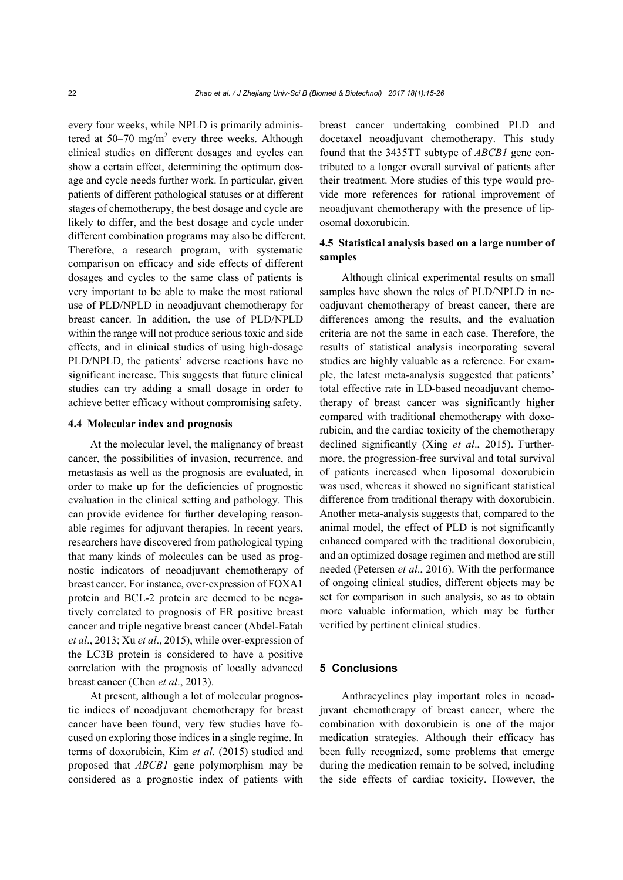every four weeks, while NPLD is primarily administered at 50–70 mg/m$^2$ every three weeks. Although clinical studies on different dosages and cycles can show a certain effect, determining the optimum dosage and cycle needs further work. In particular, given patients of different pathological statuses or at different stages of chemotherapy, the best dosage and cycle are likely to differ, and the best dosage and cycle under different combination programs may also be different. Therefore, a research program, with systematic comparison on efficacy and side effects of different dosages and cycles to the same class of patients is very important to be able to make the most rational use of PLD/NPLD in neoadjuvant chemotherapy for breast cancer. In addition, the use of PLD/NPLD within the range will not produce serious toxic and side effects, and in clinical studies of using high-dosage PLD/NPLD, the patients' adverse reactions have no significant increase. This suggests that future clinical studies can try adding a small dosage in order to achieve better efficacy without compromising safety.

### 4.4 Molecular index and prognosis

At the molecular level, the malignancy of breast cancer, the possibilities of invasion, recurrence, and metastasis as well as the prognosis are evaluated, in order to make up for the deficiencies of prognostic evaluation in the clinical setting and pathology. This can provide evidence for further developing reasonable regimes for adjuvant therapies. In recent years, researchers have discovered from pathological typing that many kinds of molecules can be used as prognostic indicators of neoadjuvant chemotherapy of breast cancer. For instance, over-expression of FOXA1 protein and BCL-2 protein are deemed to be negatively correlated to prognosis of ER positive breast cancer and triple negative breast cancer (Abdel-Fatah *et al*., 2013; Xu *et al*., 2015), while over-expression of the LC3B protein is considered to have a positive correlation with the prognosis of locally advanced breast cancer (Chen *et al*., 2013).

At present, although a lot of molecular prognostic indices of neoadjuvant chemotherapy for breast cancer have been found, very few studies have focused on exploring those indices in a single regime. In terms of doxorubicin, Kim *et al*. (2015) studied and proposed that *ABCB1* gene polymorphism may be considered as a prognostic index of patients with breast cancer undertaking combined PLD and docetaxel neoadjuvant chemotherapy. This study found that the 3435TT subtype of *ABCB1* gene contributed to a longer overall survival of patients after their treatment. More studies of this type would provide more references for rational improvement of neoadjuvant chemotherapy with the presence of liposomal doxorubicin.

### 4.5 Statistical analysis based on a large number of samples

Although clinical experimental results on small samples have shown the roles of PLD/NPLD in neoadjuvant chemotherapy of breast cancer, there are differences among the results, and the evaluation criteria are not the same in each case. Therefore, the results of statistical analysis incorporating several studies are highly valuable as a reference. For example, the latest meta-analysis suggested that patients' total effective rate in LD-based neoadjuvant chemotherapy of breast cancer was significantly higher compared with traditional chemotherapy with doxorubicin, and the cardiac toxicity of the chemotherapy declined significantly (Xing *et al*., 2015). Furthermore, the progression-free survival and total survival of patients increased when liposomal doxorubicin was used, whereas it showed no significant statistical difference from traditional therapy with doxorubicin. Another meta-analysis suggests that, compared to the animal model, the effect of PLD is not significantly enhanced compared with the traditional doxorubicin, and an optimized dosage regimen and method are still needed (Petersen *et al*., 2016). With the performance of ongoing clinical studies, different objects may be set for comparison in such analysis, so as to obtain more valuable information, which may be further verified by pertinent clinical studies.

## 5 Conclusions

Anthracyclines play important roles in neoadjuvant chemotherapy of breast cancer, where the combination with doxorubicin is one of the major medication strategies. Although their efficacy has been fully recognized, some problems that emerge during the medication remain to be solved, including the side effects of cardiac toxicity. However, the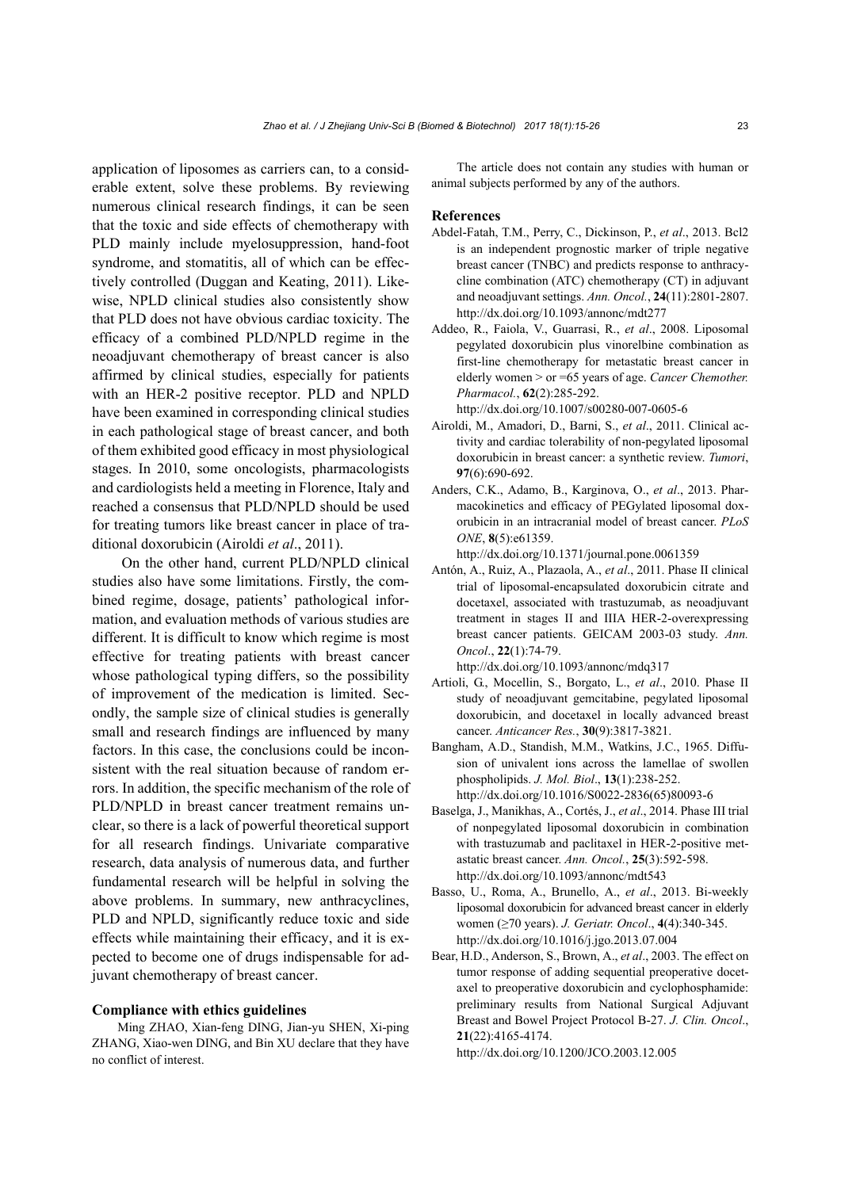application of liposomes as carriers can, to a considerable extent, solve these problems. By reviewing numerous clinical research findings, it can be seen that the toxic and side effects of chemotherapy with PLD mainly include myelosuppression, hand-foot syndrome, and stomatitis, all of which can be effectively controlled (Duggan and Keating, 2011). Likewise, NPLD clinical studies also consistently show that PLD does not have obvious cardiac toxicity. The efficacy of a combined PLD/NPLD regime in the neoadjuvant chemotherapy of breast cancer is also affirmed by clinical studies, especially for patients with an HER-2 positive receptor. PLD and NPLD have been examined in corresponding clinical studies in each pathological stage of breast cancer, and both of them exhibited good efficacy in most physiological stages. In 2010, some oncologists, pharmacologists and cardiologists held a meeting in Florence, Italy and reached a consensus that PLD/NPLD should be used for treating tumors like breast cancer in place of traditional doxorubicin (Airoldi *et al*., 2011).

On the other hand, current PLD/NPLD clinical studies also have some limitations. Firstly, the combined regime, dosage, patients' pathological information, and evaluation methods of various studies are different. It is difficult to know which regime is most effective for treating patients with breast cancer whose pathological typing differs, so the possibility of improvement of the medication is limited. Secondly, the sample size of clinical studies is generally small and research findings are influenced by many factors. In this case, the conclusions could be inconsistent with the real situation because of random errors. In addition, the specific mechanism of the role of PLD/NPLD in breast cancer treatment remains unclear, so there is a lack of powerful theoretical support for all research findings. Univariate comparative research, data analysis of numerous data, and further fundamental research will be helpful in solving the above problems. In summary, new anthracyclines, PLD and NPLD, significantly reduce toxic and side effects while maintaining their efficacy, and it is expected to become one of drugs indispensable for adjuvant chemotherapy of breast cancer.

### Compliance with ethics guidelines

Ming ZHAO, Xian-feng DING, Jian-yu SHEN, Xi-ping ZHANG, Xiao-wen DING, and Bin XU declare that they have no conflict of interest.

The article does not contain any studies with human or animal subjects performed by any of the authors.

### References

Abdel-Fatah, T.M., Perry, C., Dickinson, P., *et al*., 2013. Bcl2 is an independent prognostic marker of triple negative breast cancer (TNBC) and predicts response to anthracycline combination (ATC) chemotherapy (CT) in adjuvant and neoadjuvant settings. *Ann. Oncol.*, **24**(11):2801-2807. http://dx.doi.org/10.1093/annonc/mdt277

Addeo, R., Faiola, V., Guarrasi, R., *et al*., 2008. Liposomal pegylated doxorubicin plus vinorelbine combination as first-line chemotherapy for metastatic breast cancer in elderly women > or =65 years of age. *Cancer Chemother. Pharmacol.*, **62**(2):285-292. http://dx.doi.org/10.1007/s00280-007-0605-6

Airoldi, M., Amadori, D., Barni, S., *et al*., 2011. Clinical activity and cardiac tolerability of non-pegylated liposomal doxorubicin in breast cancer: a synthetic review. *Tumori*, **97**(6):690-692.

Anders, C.K., Adamo, B., Karginova, O., *et al*., 2013. Pharmacokinetics and efficacy of PEGylated liposomal doxorubicin in an intracranial model of breast cancer. *PLoS ONE*, **8**(5):e61359. http://dx.doi.org/10.1371/journal.pone.0061359

Antón, A., Ruiz, A., Plazaola, A., *et al*., 2011. Phase II clinical trial of liposomal-encapsulated doxorubicin citrate and docetaxel, associated with trastuzumab, as neoadjuvant treatment in stages II and IIIA HER-2-overexpressing breast cancer patients. GEICAM 2003-03 study. *Ann. Oncol*., **22**(1):74-79. http://dx.doi.org/10.1093/annonc/mdq317

Artioli, G., Mocellin, S., Borgato, L., *et al*., 2010. Phase II study of neoadjuvant gemcitabine, pegylated liposomal doxorubicin, and docetaxel in locally advanced breast cancer. *Anticancer Res.*, **30**(9):3817-3821.

Bangham, A.D., Standish, M.M., Watkins, J.C., 1965. Diffusion of univalent ions across the lamellae of swollen phospholipids. *J. Mol. Biol*., **13**(1):238-252. http://dx.doi.org/10.1016/S0022-2836(65)80093-6

Baselga, J., Manikhas, A., Cortés, J., *et al*., 2014. Phase III trial of nonpegylated liposomal doxorubicin in combination with trastuzumab and paclitaxel in HER-2-positive metastatic breast cancer. *Ann. Oncol.*, **25**(3):592-598. http://dx.doi.org/10.1093/annonc/mdt543

Basso, U., Roma, A., Brunello, A., *et al*., 2013. Bi-weekly liposomal doxorubicin for advanced breast cancer in elderly women (≥70 years). *J. Geriatr. Oncol*., **4**(4):340-345. http://dx.doi.org/10.1016/j.jgo.2013.07.004

Bear, H.D., Anderson, S., Brown, A., *et al*., 2003. The effect on tumor response of adding sequential preoperative docetaxel to preoperative doxorubicin and cyclophosphamide: preliminary results from National Surgical Adjuvant Breast and Bowel Project Protocol B-27. *J. Clin. Oncol*., **21**(22):4165-4174. http://dx.doi.org/10.1200/JCO.2003.12.005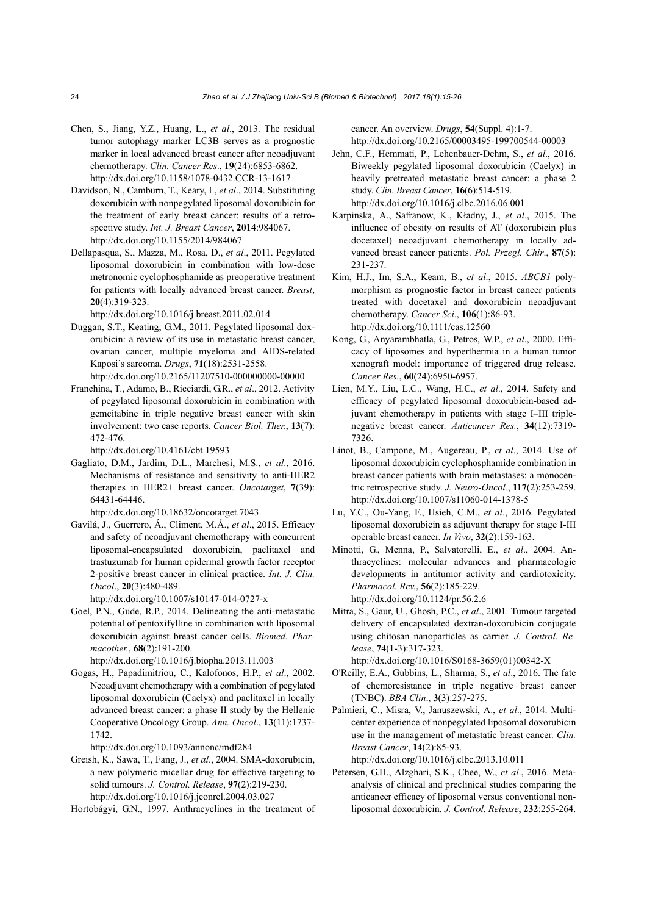Chen, S., Jiang, Y.Z., Huang, L., *et al*., 2013. The residual tumor autophagy marker LC3B serves as a prognostic marker in local advanced breast cancer after neoadjuvant chemotherapy. *Clin. Cancer Res*., **19**(24):6853-6862. http://dx.doi.org/10.1158/1078-0432.CCR-13-1617

Davidson, N., Camburn, T., Keary, I., *et al*., 2014. Substituting doxorubicin with nonpegylated liposomal doxorubicin for the treatment of early breast cancer: results of a retrospective study. *Int. J. Breast Cancer*, **2014**:984067. http://dx.doi.org/10.1155/2014/984067

Dellapasqua, S., Mazza, M., Rosa, D., *et al*., 2011. Pegylated liposomal doxorubicin in combination with low-dose metronomic cyclophosphamide as preoperative treatment for patients with locally advanced breast cancer. *Breast*, **20**(4):319-323. http://dx.doi.org/10.1016/j.breast.2011.02.014

Duggan, S.T., Keating, G.M., 2011. Pegylated liposomal doxorubicin: a review of its use in metastatic breast cancer, ovarian cancer, multiple myeloma and AIDS-related Kaposi's sarcoma. *Drugs*, **71**(18):2531-2558. http://dx.doi.org/10.2165/11207510-000000000-00000

Franchina, T., Adamo, B., Ricciardi, G.R., *et al*., 2012. Activity of pegylated liposomal doxorubicin in combination with gemcitabine in triple negative breast cancer with skin involvement: two case reports. *Cancer Biol. Ther.*, **13**(7): 472-476. http://dx.doi.org/10.4161/cbt.19593

Gagliato, D.M., Jardim, D.L., Marchesi, M.S., *et al*., 2016. Mechanisms of resistance and sensitivity to anti-HER2 therapies in HER2+ breast cancer. *Oncotarget*, **7**(39): 64431-64446. http://dx.doi.org/10.18632/oncotarget.7043

Gavilá, J., Guerrero, Á., Climent, M.Á., *et al*., 2015. Efficacy and safety of neoadjuvant chemotherapy with concurrent liposomal-encapsulated doxorubicin, paclitaxel and trastuzumab for human epidermal growth factor receptor 2-positive breast cancer in clinical practice. *Int. J. Clin. Oncol*., **20**(3):480-489. http://dx.doi.org/10.1007/s10147-014-0727-x

Goel, P.N., Gude, R.P., 2014. Delineating the anti-metastatic potential of pentoxifylline in combination with liposomal doxorubicin against breast cancer cells. *Biomed. Pharmacother.*, **68**(2):191-200. http://dx.doi.org/10.1016/j.biopha.2013.11.003

Gogas, H., Papadimitriou, C., Kalofonos, H.P., *et al*., 2002. Neoadjuvant chemotherapy with a combination of pegylated liposomal doxorubicin (Caelyx) and paclitaxel in locally advanced breast cancer: a phase II study by the Hellenic Cooperative Oncology Group. *Ann. Oncol*., **13**(11):1737-1742. http://dx.doi.org/10.1093/annonc/mdf284

Greish, K., Sawa, T., Fang, J., *et al*., 2004. SMA-doxorubicin, a new polymeric micellar drug for effective targeting to solid tumours. *J. Control. Release*, **97**(2):219-230. http://dx.doi.org/10.1016/j.jconrel.2004.03.027

Hortobágyi, G.N., 1997. Anthracyclines in the treatment of cancer. An overview. *Drugs*, **54**(Suppl. 4):1-7. http://dx.doi.org/10.2165/00003495-199700544-00003

Jehn, C.F., Hemmati, P., Lehenbauer-Dehm, S., *et al*., 2016. Biweekly pegylated liposomal doxorubicin (Caelyx) in heavily pretreated metastatic breast cancer: a phase 2 study. *Clin. Breast Cancer*, **16**(6):514-519. http://dx.doi.org/10.1016/j.clbc.2016.06.001

Karpinska, A., Safranow, K., Kładny, J., *et al*., 2015. The influence of obesity on results of AT (doxorubicin plus docetaxel) neoadjuvant chemotherapy in locally advanced breast cancer patients. *Pol. Przegl. Chir*., **87**(5): 231-237.

Kim, H.J., Im, S.A., Keam, B., *et al*., 2015. *ABCB1* polymorphism as prognostic factor in breast cancer patients treated with docetaxel and doxorubicin neoadjuvant chemotherapy. *Cancer Sci.*, **106**(1):86-93. http://dx.doi.org/10.1111/cas.12560

Kong, G., Anyarambhatla, G., Petros, W.P., *et al*., 2000. Efficacy of liposomes and hyperthermia in a human tumor xenograft model: importance of triggered drug release. *Cancer Res.*, **60**(24):6950-6957.

Lien, M.Y., Liu, L.C., Wang, H.C., *et al*., 2014. Safety and efficacy of pegylated liposomal doxorubicin-based adjuvant chemotherapy in patients with stage I–III triple-negative breast cancer. *Anticancer Res.*, **34**(12):7319-7326.

Linot, B., Campone, M., Augereau, P., *et al*., 2014. Use of liposomal doxorubicin cyclophosphamide combination in breast cancer patients with brain metastases: a monocentric retrospective study. *J. Neuro-Oncol.*, **117**(2):253-259. http://dx.doi.org/10.1007/s11060-014-1378-5

Lu, Y.C., Ou-Yang, F., Hsieh, C.M., *et al*., 2016. Pegylated liposomal doxorubicin as adjuvant therapy for stage I-III operable breast cancer. *In Vivo*, **32**(2):159-163.

Minotti, G., Menna, P., Salvatorelli, E., *et al*., 2004. Anthracyclines: molecular advances and pharmacologic developments in antitumor activity and cardiotoxicity. *Pharmacol. Rev.*, **56**(2):185-229. http://dx.doi.org/10.1124/pr.56.2.6

Mitra, S., Gaur, U., Ghosh, P.C., *et al*., 2001. Tumour targeted delivery of encapsulated dextran-doxorubicin conjugate using chitosan nanoparticles as carrier. *J. Control. Release*, **74**(1-3):317-323. http://dx.doi.org/10.1016/S0168-3659(01)00342-X

O'Reilly, E.A., Gubbins, L., Sharma, S., *et al*., 2016. The fate of chemoresistance in triple negative breast cancer (TNBC). *BBA Clin*., **3**(3):257-275.

Palmieri, C., Misra, V., Januszewski, A., *et al*., 2014. Multicenter experience of nonpegylated liposomal doxorubicin use in the management of metastatic breast cancer. *Clin. Breast Cancer*, **14**(2):85-93. http://dx.doi.org/10.1016/j.clbc.2013.10.011

Petersen, G.H., Alzghari, S.K., Chee, W., *et al*., 2016. Meta-analysis of clinical and preclinical studies comparing the anticancer efficacy of liposomal versus conventional non-liposomal doxorubicin. *J. Control. Release*, **232**:255-264.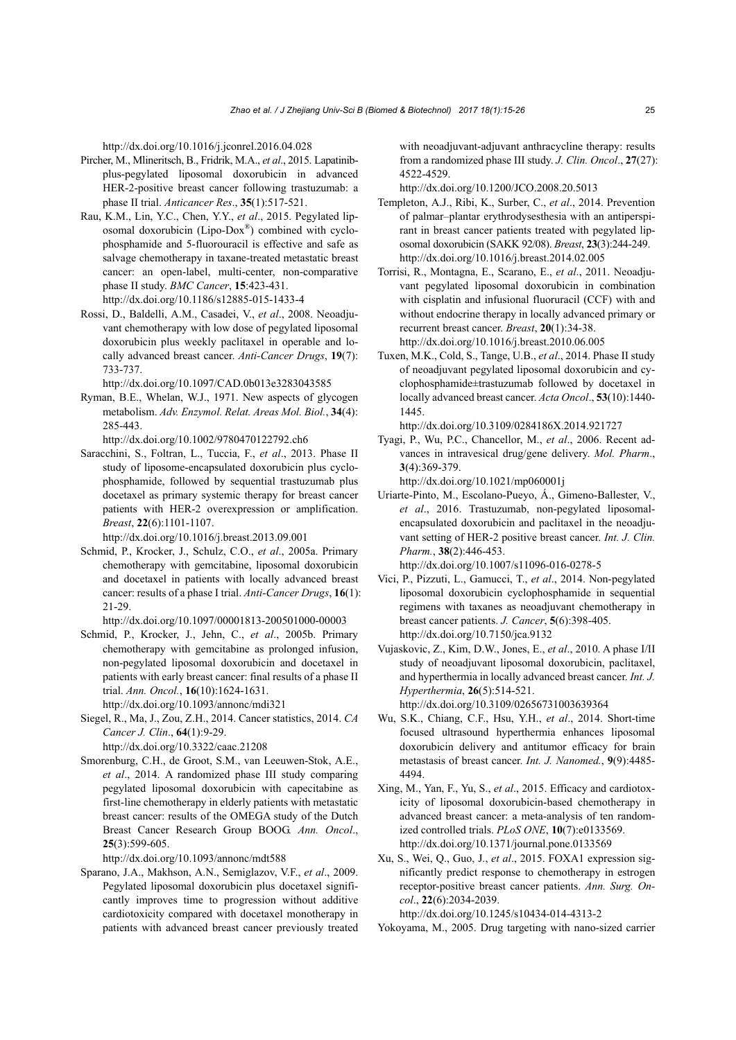http://dx.doi.org/10.1016/j.jconrel.2016.04.028

Pircher, M., Mlineritsch, B., Fridrik, M.A., *et al*., 2015. Lapatinib-plus-pegylated liposomal doxorubicin in advanced HER-2-positive breast cancer following trastuzumab: a phase II trial. *Anticancer Res*., **35**(1):517-521.

Rau, K.M., Lin, Y.C., Chen, Y.Y., *et al*., 2015. Pegylated liposomal doxorubicin (Lipo-Dox®) combined with cyclophosphamide and 5-fluorouracil is effective and safe as salvage chemotherapy in taxane-treated metastatic breast cancer: an open-label, multi-center, non-comparative phase II study. *BMC Cancer*, **15**:423-431. http://dx.doi.org/10.1186/s12885-015-1433-4

Rossi, D., Baldelli, A.M., Casadei, V., *et al*., 2008. Neoadjuvant chemotherapy with low dose of pegylated liposomal doxorubicin plus weekly paclitaxel in operable and locally advanced breast cancer. *Anti-Cancer Drugs*, **19**(7): 733-737. http://dx.doi.org/10.1097/CAD.0b013e3283043585

Ryman, B.E., Whelan, W.J., 1971. New aspects of glycogen metabolism. *Adv. Enzymol. Relat. Areas Mol. Biol.*, **34**(4): 285-443. http://dx.doi.org/10.1002/9780470122792.ch6

Saracchini, S., Foltran, L., Tuccia, F., *et al*., 2013. Phase II study of liposome-encapsulated doxorubicin plus cyclophosphamide, followed by sequential trastuzumab plus docetaxel as primary systemic therapy for breast cancer patients with HER-2 overexpression or amplification. *Breast*, **22**(6):1101-1107. http://dx.doi.org/10.1016/j.breast.2013.09.001

Schmid, P., Krocker, J., Schulz, C.O., *et al*., 2005a. Primary chemotherapy with gemcitabine, liposomal doxorubicin and docetaxel in patients with locally advanced breast cancer: results of a phase I trial. *Anti-Cancer Drugs*, **16**(1): 21-29. http://dx.doi.org/10.1097/00001813-200501000-00003

Schmid, P., Krocker, J., Jehn, C., *et al*., 2005b. Primary chemotherapy with gemcitabine as prolonged infusion, non-pegylated liposomal doxorubicin and docetaxel in patients with early breast cancer: final results of a phase II trial. *Ann. Oncol.*, **16**(10):1624-1631. http://dx.doi.org/10.1093/annonc/mdi321

Siegel, R., Ma, J., Zou, Z.H., 2014. Cancer statistics, 2014. *CA Cancer J. Clin*., **64**(1):9-29. http://dx.doi.org/10.3322/caac.21208

Smorenburg, C.H., de Groot, S.M., van Leeuwen-Stok, A.E., *et al*., 2014. A randomized phase III study comparing pegylated liposomal doxorubicin with capecitabine as first-line chemotherapy in elderly patients with metastatic breast cancer: results of the OMEGA study of the Dutch Breast Cancer Research Group BOOG. *Ann. Oncol*., **25**(3):599-605. http://dx.doi.org/10.1093/annonc/mdt588

Sparano, J.A., Makhson, A.N., Semiglazov, V.F., *et al*., 2009. Pegylated liposomal doxorubicin plus docetaxel significantly improves time to progression without additive cardiotoxicity compared with docetaxel monotherapy in patients with advanced breast cancer previously treated with neoadjuvant-adjuvant anthracycline therapy: results from a randomized phase III study. *J. Clin. Oncol*., **27**(27): 4522-4529. http://dx.doi.org/10.1200/JCO.2008.20.5013

Templeton, A.J., Ribi, K., Surber, C., *et al*., 2014. Prevention of palmar–plantar erythrodysesthesia with an antiperspirant in breast cancer patients treated with pegylated liposomal doxorubicin (SAKK 92/08). *Breast*, **23**(3):244-249. http://dx.doi.org/10.1016/j.breast.2014.02.005

Torrisi, R., Montagna, E., Scarano, E., *et al*., 2011. Neoadjuvant pegylated liposomal doxorubicin in combination with cisplatin and infusional fluoruracil (CCF) with and without endocrine therapy in locally advanced primary or recurrent breast cancer. *Breast*, **20**(1):34-38. http://dx.doi.org/10.1016/j.breast.2010.06.005

Tuxen, M.K., Cold, S., Tange, U.B., *et al*., 2014. Phase II study of neoadjuvant pegylated liposomal doxorubicin and cyclophosphamide±trastuzumab followed by docetaxel in locally advanced breast cancer. *Acta Oncol*., **53**(10):1440-1445. http://dx.doi.org/10.3109/0284186X.2014.921727

Tyagi, P., Wu, P.C., Chancellor, M., *et al*., 2006. Recent advances in intravesical drug/gene delivery. *Mol. Pharm*., **3**(4):369-379. http://dx.doi.org/10.1021/mp060001j

Uriarte-Pinto, M., Escolano-Pueyo, Á., Gimeno-Ballester, V., *et al*., 2016. Trastuzumab, non-pegylated liposomal-encapsulated doxorubicin and paclitaxel in the neoadjuvant setting of HER-2 positive breast cancer. *Int. J. Clin. Pharm.*, **38**(2):446-453. http://dx.doi.org/10.1007/s11096-016-0278-5

Vici, P., Pizzuti, L., Gamucci, T., *et al*., 2014. Non-pegylated liposomal doxorubicin cyclophosphamide in sequential regimens with taxanes as neoadjuvant chemotherapy in breast cancer patients. *J. Cancer*, **5**(6):398-405. http://dx.doi.org/10.7150/jca.9132

Vujaskovic, Z., Kim, D.W., Jones, E., *et al*., 2010. A phase I/II study of neoadjuvant liposomal doxorubicin, paclitaxel, and hyperthermia in locally advanced breast cancer. *Int. J. Hyperthermia*, **26**(5):514-521. http://dx.doi.org/10.3109/02656731003639364

Wu, S.K., Chiang, C.F., Hsu, Y.H., *et al*., 2014. Short-time focused ultrasound hyperthermia enhances liposomal doxorubicin delivery and antitumor efficacy for brain metastasis of breast cancer. *Int. J. Nanomed.*, **9**(9):4485-4494.

Xing, M., Yan, F., Yu, S., *et al*., 2015. Efficacy and cardiotoxicity of liposomal doxorubicin-based chemotherapy in advanced breast cancer: a meta-analysis of ten randomized controlled trials. *PLoS ONE*, **10**(7):e0133569. http://dx.doi.org/10.1371/journal.pone.0133569

Xu, S., Wei, Q., Guo, J., *et al*., 2015. FOXA1 expression significantly predict response to chemotherapy in estrogen receptor-positive breast cancer patients. *Ann. Surg. Oncol*., **22**(6):2034-2039. http://dx.doi.org/10.1245/s10434-014-4313-2

Yokoyama, M., 2005. Drug targeting with nano-sized carrier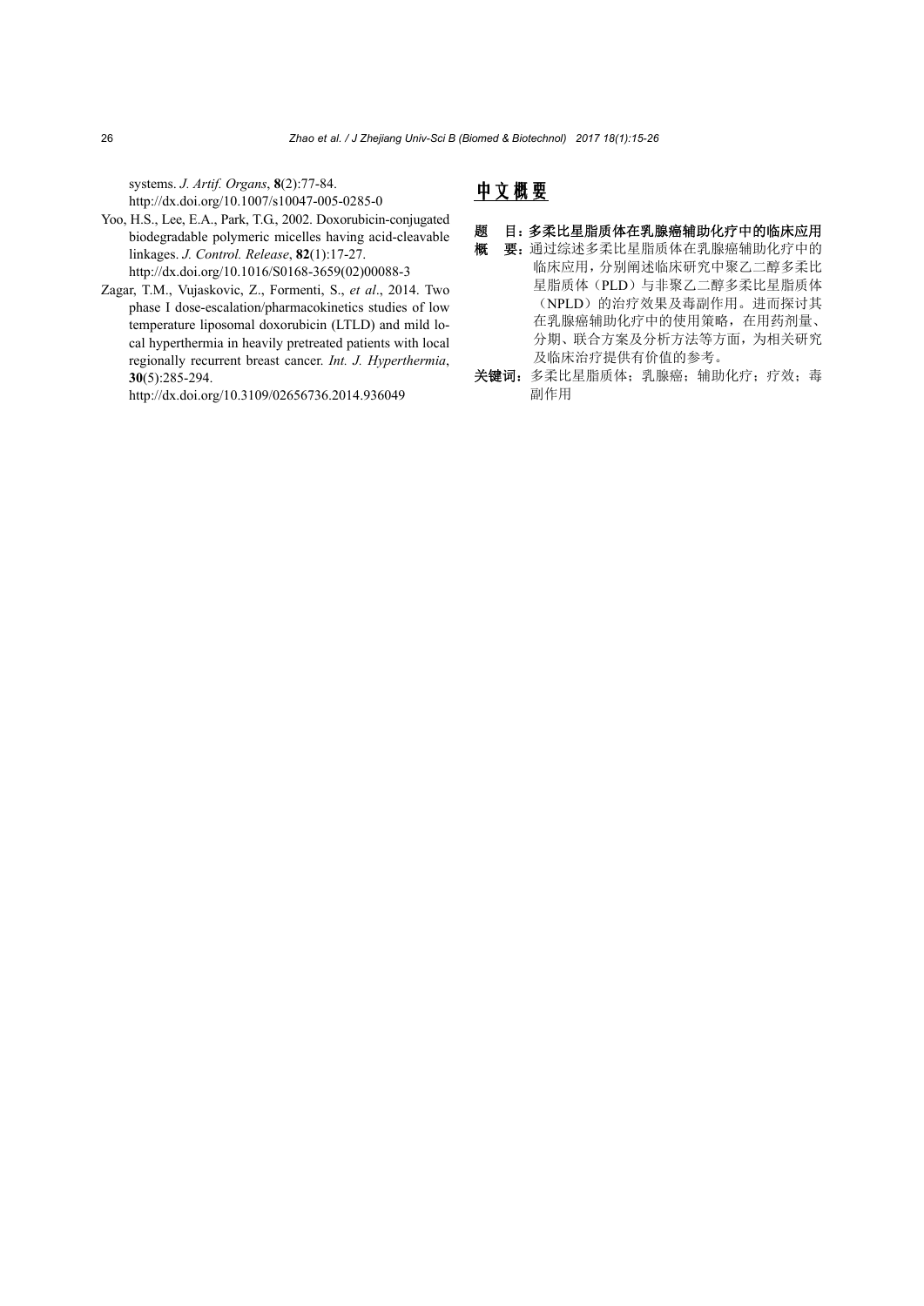systems. *J. Artif. Organs*, **8**(2):77-84. http://dx.doi.org/10.1007/s10047-005-0285-0

Yoo, H.S., Lee, E.A., Park, T.G., 2002. Doxorubicin-conjugated biodegradable polymeric micelles having acid-cleavable linkages. *J. Control. Release*, **82**(1):17-27. http://dx.doi.org/10.1016/S0168-3659(02)00088-3

Zagar, T.M., Vujaskovic, Z., Formenti, S., *et al*., 2014. Two phase I dose-escalation/pharmacokinetics studies of low temperature liposomal doxorubicin (LTLD) and mild local hyperthermia in heavily pretreated patients with local regionally recurrent breast cancer. *Int. J. Hyperthermia*, **30**(5):285-294. http://dx.doi.org/10.3109/02656736.2014.936049

## 中文概要

**题　目：多柔比星脂质体在乳腺癌辅助化疗中的临床应用**

**概　要：**通过综述多柔比星脂质体在乳腺癌辅助化疗中的临床应用，分别阐述临床研究中聚乙二醇多柔比星脂质体（PLD）与非聚乙二醇多柔比星脂质体（NPLD）的治疗效果及毒副作用。进而探讨其在乳腺癌辅助化疗中的使用策略，在用药剂量、分期、联合方案及分析方法等方面，为相关研究及临床治疗提供有价值的参考。

**关键词：**多柔比星脂质体；乳腺癌；辅助化疗；疗效；毒副作用